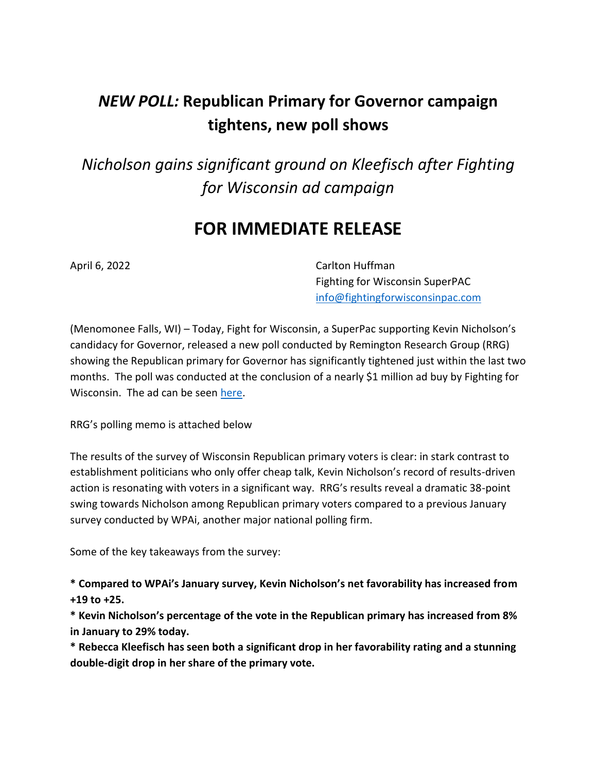# *NEW POLL:* Republican Primary for Governor campaign tightens, new poll shows

## *Nicholson gains significant ground on Kleefisch after Fighting for Wisconsin ad campaign*

## FOR IMMEDIATE RELEASE

April 6, 2022

Carlton Huffman
Fighting for Wisconsin SuperPAC
info@fightingforwisconsinpac.com

(Menomonee Falls, WI) – Today, Fight for Wisconsin, a SuperPac supporting Kevin Nicholson's candidacy for Governor, released a new poll conducted by Remington Research Group (RRG) showing the Republican primary for Governor has significantly tightened just within the last two months. The poll was conducted at the conclusion of a nearly $1 million ad buy by Fighting for Wisconsin. The ad can be seen here.

RRG's polling memo is attached below

The results of the survey of Wisconsin Republican primary voters is clear: in stark contrast to establishment politicians who only offer cheap talk, Kevin Nicholson's record of results-driven action is resonating with voters in a significant way. RRG's results reveal a dramatic 38-point swing towards Nicholson among Republican primary voters compared to a previous January survey conducted by WPAi, another major national polling firm.

Some of the key takeaways from the survey:

**\* Compared to WPAi's January survey, Kevin Nicholson's net favorability has increased from +19 to +25.**
**\* Kevin Nicholson's percentage of the vote in the Republican primary has increased from 8% in January to 29% today.**
**\* Rebecca Kleefisch has seen both a significant drop in her favorability rating and a stunning double-digit drop in her share of the primary vote.**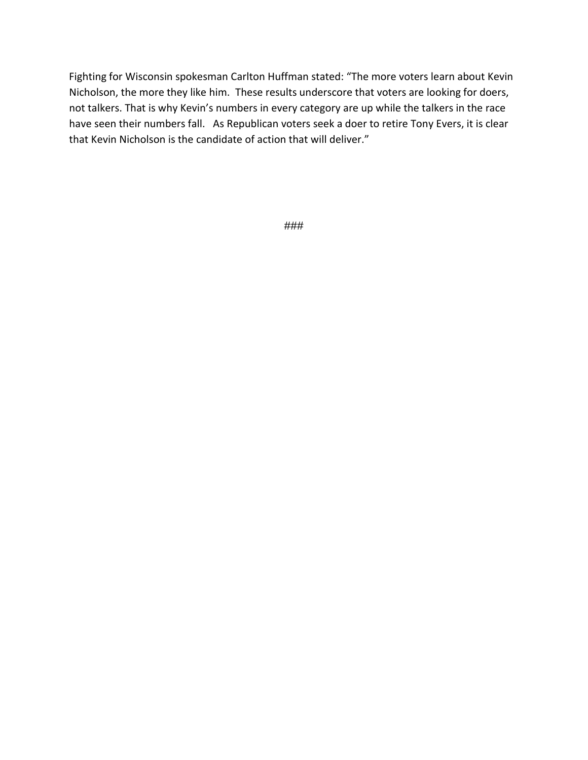Fighting for Wisconsin spokesman Carlton Huffman stated: “The more voters learn about Kevin Nicholson, the more they like him. These results underscore that voters are looking for doers, not talkers. That is why Kevin’s numbers in every category are up while the talkers in the race have seen their numbers fall. As Republican voters seek a doer to retire Tony Evers, it is clear that Kevin Nicholson is the candidate of action that will deliver.”

###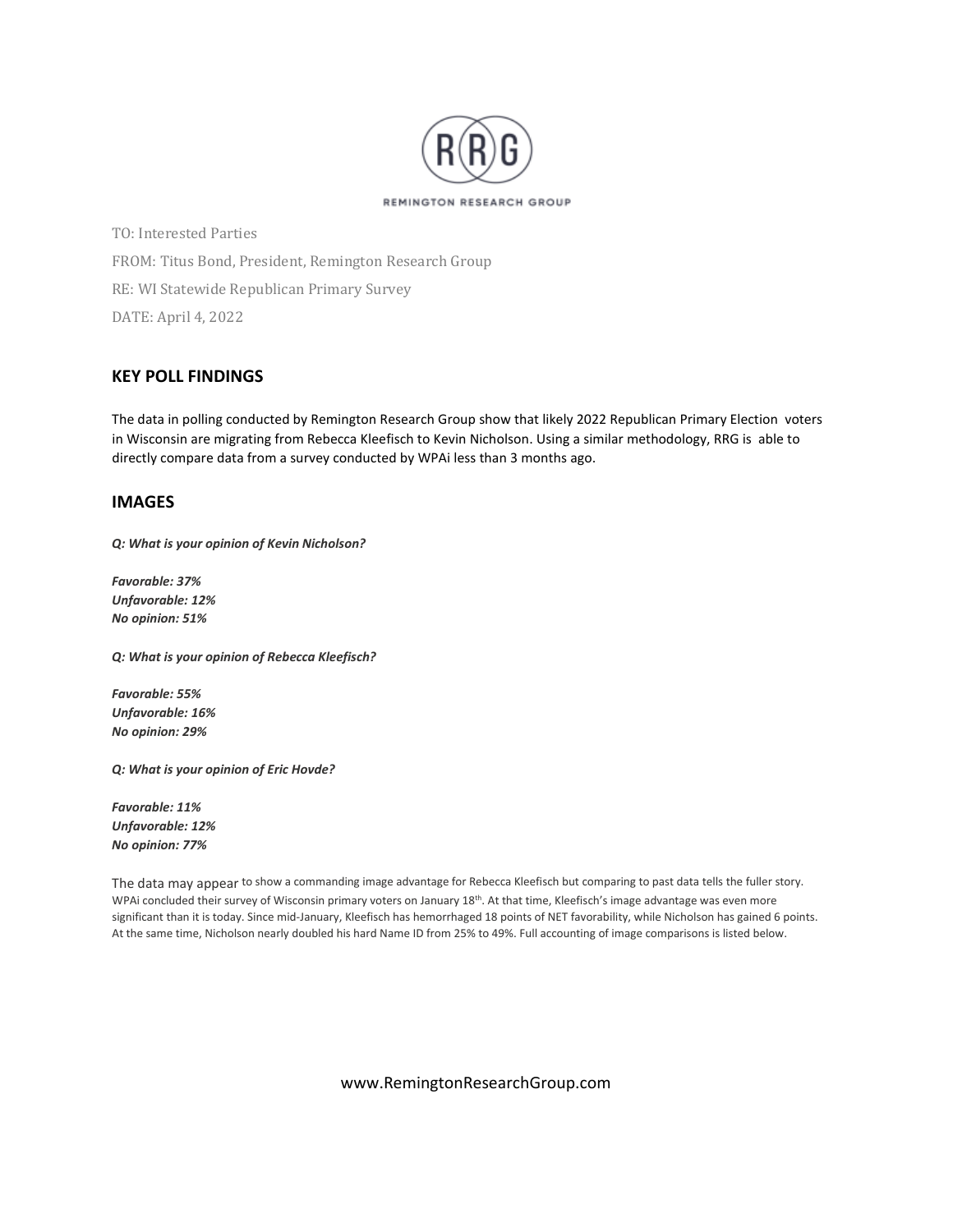TO: Interested Parties

FROM: Titus Bond, President, Remington Research Group

RE: WI Statewide Republican Primary Survey

DATE: April 4, 2022

## KEY POLL FINDINGS

The data in polling conducted by Remington Research Group show that likely 2022 Republican Primary Election voters in Wisconsin are migrating from Rebecca Kleefisch to Kevin Nicholson. Using a similar methodology, RRG is able to directly compare data from a survey conducted by WPAi less than 3 months ago.

## IMAGES

***Q: What is your opinion of Kevin Nicholson?***

***Favorable: 37%***
***Unfavorable: 12%***
***No opinion: 51%***

***Q: What is your opinion of Rebecca Kleefisch?***

***Favorable: 55%***
***Unfavorable: 16%***
***No opinion: 29%***

***Q: What is your opinion of Eric Hovde?***

***Favorable: 11%***
***Unfavorable: 12%***
***No opinion: 77%***

The data may appear to show a commanding image advantage for Rebecca Kleefisch but comparing to past data tells the fuller story. WPAi concluded their survey of Wisconsin primary voters on January 18th. At that time, Kleefisch's image advantage was even more significant than it is today. Since mid-January, Kleefisch has hemorrhaged 18 points of NET favorability, while Nicholson has gained 6 points. At the same time, Nicholson nearly doubled his hard Name ID from 25% to 49%. Full accounting of image comparisons is listed below.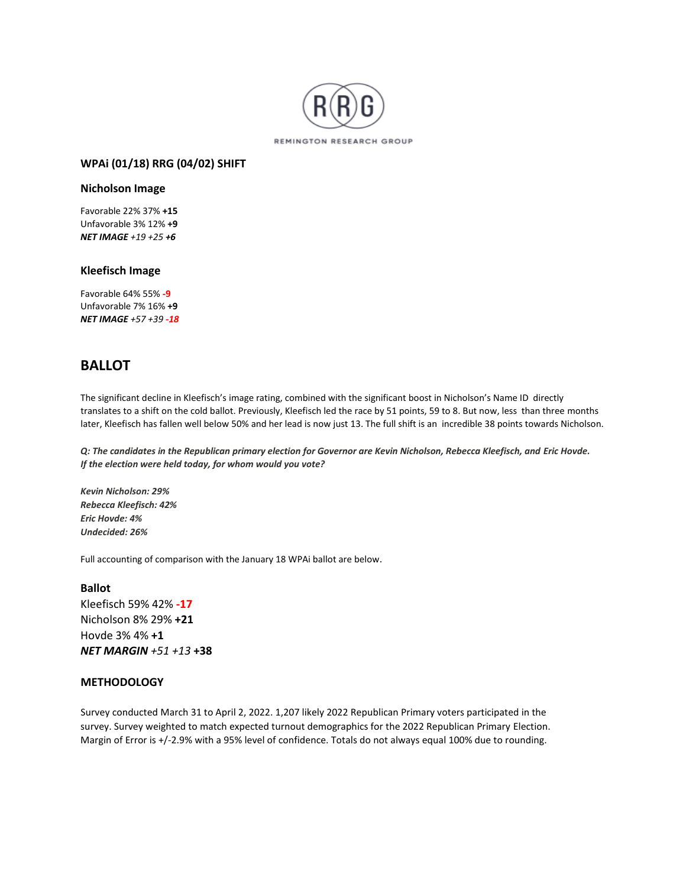REMINGTON RESEARCH GROUP

### WPAi (01/18) RRG (04/02) SHIFT

### Nicholson Image

Favorable 22% 37% **+15**
Unfavorable 3% 12% **+9**
***NET IMAGE*** *+19 +25* ***+6***

### Kleefisch Image

Favorable 64% 55% **-9**
Unfavorable 7% 16% **+9**
***NET IMAGE*** *+57 +39* ***-18***

## BALLOT

The significant decline in Kleefisch's image rating, combined with the significant boost in Nicholson's Name ID directly translates to a shift on the cold ballot. Previously, Kleefisch led the race by 51 points, 59 to 8. But now, less than three months later, Kleefisch has fallen well below 50% and her lead is now just 13. The full shift is an incredible 38 points towards Nicholson.

***Q: The candidates in the Republican primary election for Governor are Kevin Nicholson, Rebecca Kleefisch, and Eric Hovde. If the election were held today, for whom would you vote?***

***Kevin Nicholson: 29%***
***Rebecca Kleefisch: 42%***
***Eric Hovde: 4%***
***Undecided: 26%***

Full accounting of comparison with the January 18 WPAi ballot are below.

### Ballot

Kleefisch 59% 42% **-17**
Nicholson 8% 29% **+21**
Hovde 3% 4% **+1**
***NET MARGIN*** *+51 +13* **+38**

### METHODOLOGY

Survey conducted March 31 to April 2, 2022. 1,207 likely 2022 Republican Primary voters participated in the survey. Survey weighted to match expected turnout demographics for the 2022 Republican Primary Election. Margin of Error is +/-2.9% with a 95% level of confidence. Totals do not always equal 100% due to rounding.